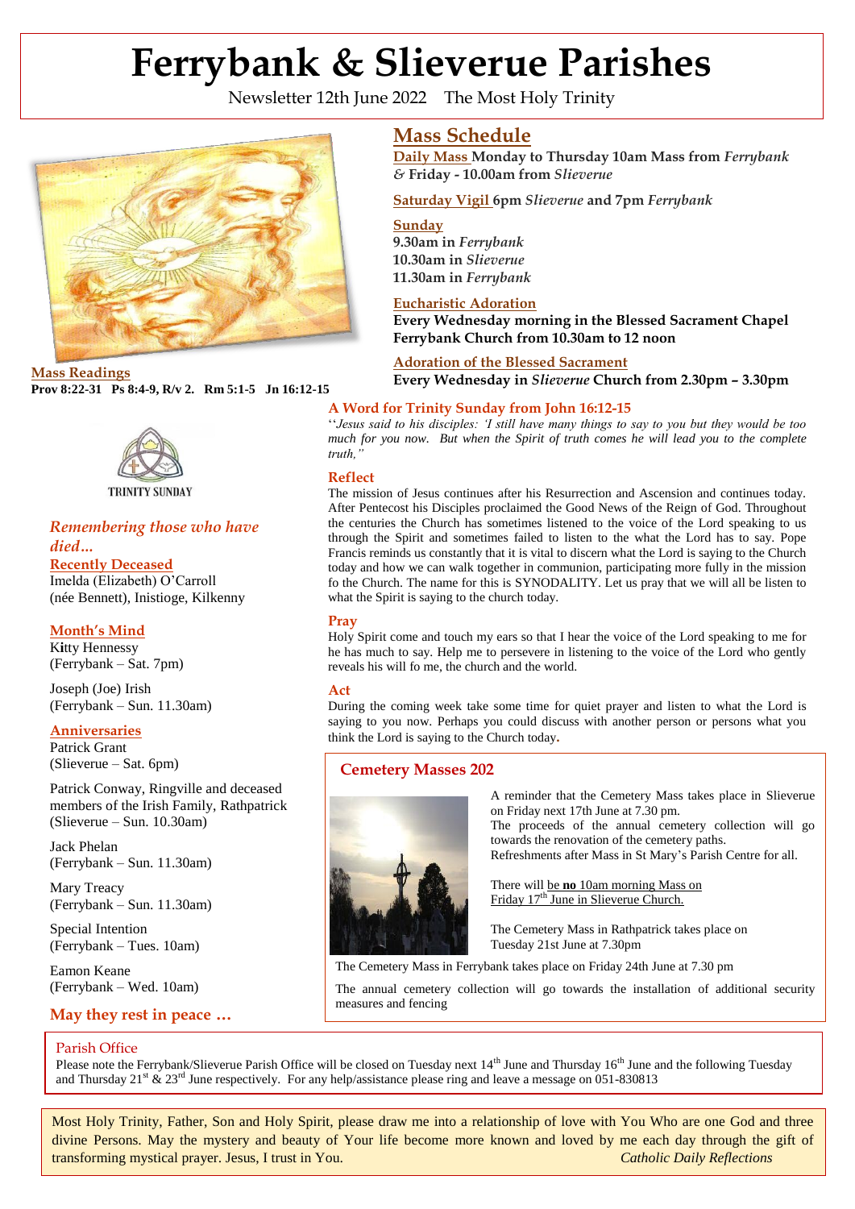# Ferrybank & Slieverue Parishes

Newsletter 12th June 2022 The Most Holy Trinity

**Mass Readings**

**Prov 8:22-31 Ps 8:4-9, R/v 2. Rm 5:1-5 Jn 16:12-15**

TRINITY SUNDAY

## Mass Schedule

**Daily Mass Monday to Thursday 10am Mass from *Ferrybank* & Friday - 10.00am from *Slieverue***

**Saturday Vigil 6pm *Slieverue* and 7pm *Ferrybank***

**Sunday**
**9.30am in *Ferrybank***
**10.30am in *Slieverue***
**11.30am in *Ferrybank***

**Eucharistic Adoration**
**Every Wednesday morning in the Blessed Sacrament Chapel Ferrybank Church from 10.30am to 12 noon**

**Adoration of the Blessed Sacrament**
**Every Wednesday in *Slieverue* Church from 2.30pm – 3.30pm**

### A Word for Trinity Sunday from John 16:12-15

''*Jesus said to his disciples: 'I still have many things to say to you but they would be too much for you now. But when the Spirit of truth comes he will lead you to the complete truth,"*

### Reflect

The mission of Jesus continues after his Resurrection and Ascension and continues today. After Pentecost his Disciples proclaimed the Good News of the Reign of God. Throughout the centuries the Church has sometimes listened to the voice of the Lord speaking to us through the Spirit and sometimes failed to listen to the what the Lord has to say. Pope Francis reminds us constantly that it is vital to discern what the Lord is saying to the Church today and how we can walk together in communion, participating more fully in the mission fo the Church. The name for this is SYNODALITY. Let us pray that we will all be listen to what the Spirit is saying to the church today.

### Pray

Holy Spirit come and touch my ears so that I hear the voice of the Lord speaking to me for he has much to say. Help me to persevere in listening to the voice of the Lord who gently reveals his will fo me, the church and the world.

### Act

During the coming week take some time for quiet prayer and listen to what the Lord is saying to you now. Perhaps you could discuss with another person or persons what you think the Lord is saying to the Church today.

### *Remembering those who have died…*

**Recently Deceased**
Imelda (Elizabeth) O'Carroll (née Bennett), Inistioge, Kilkenny

**Month's Mind**
Kitty Hennessy
(Ferrybank – Sat. 7pm)

Joseph (Joe) Irish
(Ferrybank – Sun. 11.30am)

**Anniversaries**
Patrick Grant
(Slieverue – Sat. 6pm)

Patrick Conway, Ringville and deceased members of the Irish Family, Rathpatrick
(Slieverue – Sun. 10.30am)

Jack Phelan
(Ferrybank – Sun. 11.30am)

Mary Treacy
(Ferrybank – Sun. 11.30am)

Special Intention
(Ferrybank – Tues. 10am)

Eamon Keane
(Ferrybank – Wed. 10am)

**May they rest in peace …**

### Cemetery Masses 202

A reminder that the Cemetery Mass takes place in Slieverue on Friday next 17th June at 7.30 pm.
The proceeds of the annual cemetery collection will go towards the renovation of the cemetery paths.
Refreshments after Mass in St Mary's Parish Centre for all.

There will be **no** 10am morning Mass on Friday 17th June in Slieverue Church.

The Cemetery Mass in Rathpatrick takes place on Tuesday 21st June at 7.30pm

The Cemetery Mass in Ferrybank takes place on Friday 24th June at 7.30 pm

The annual cemetery collection will go towards the installation of additional security measures and fencing

### Parish Office

Please note the Ferrybank/Slieverue Parish Office will be closed on Tuesday next 14th June and Thursday 16th June and the following Tuesday and Thursday 21st & 23rd June respectively. For any help/assistance please ring and leave a message on 051-830813

Most Holy Trinity, Father, Son and Holy Spirit, please draw me into a relationship of love with You Who are one God and three divine Persons. May the mystery and beauty of Your life become more known and loved by me each day through the gift of transforming mystical prayer. Jesus, I trust in You. *Catholic Daily Reflections*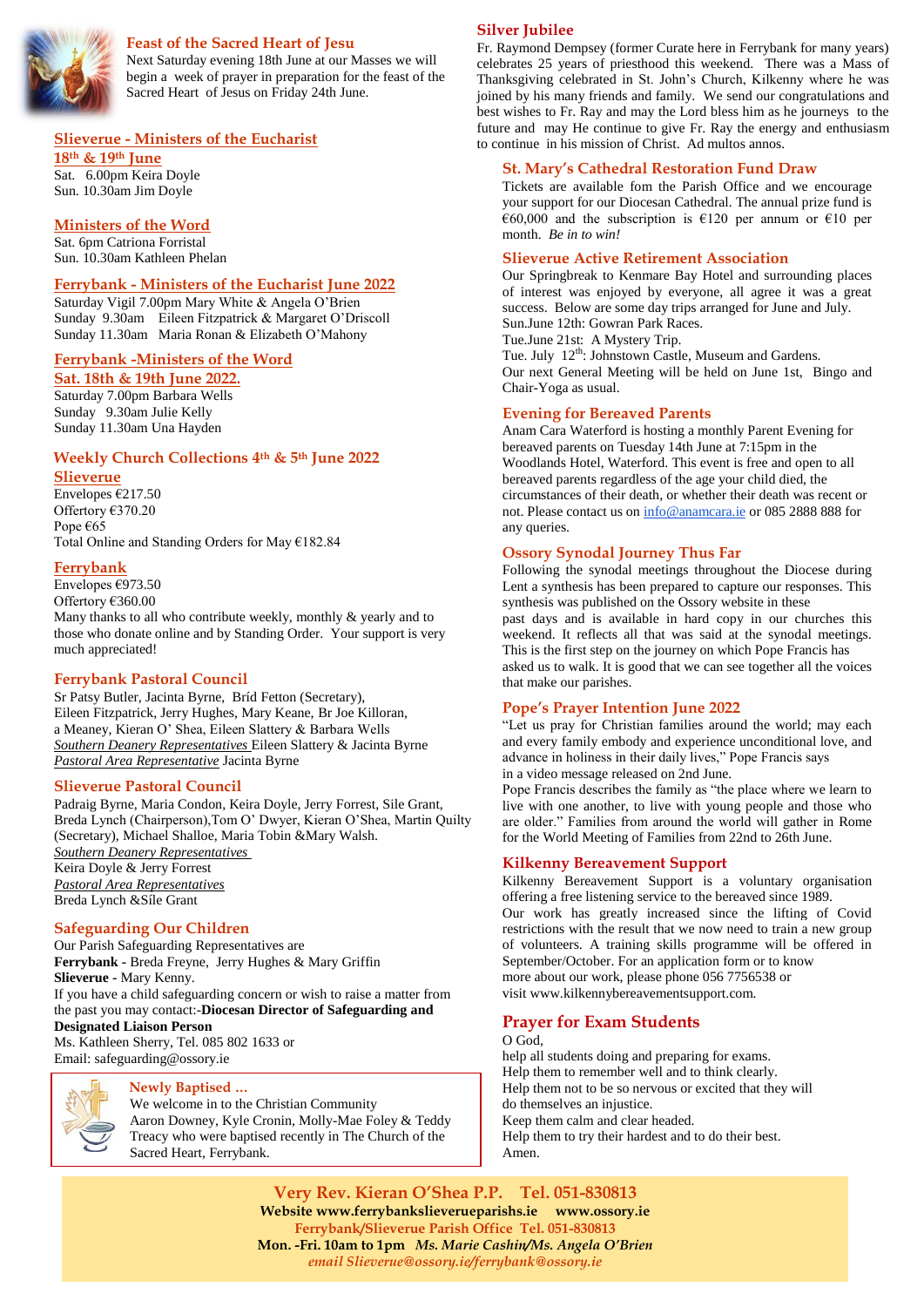## Feast of the Sacred Heart of Jesu

Next Saturday evening 18th June at our Masses we will begin a week of prayer in preparation for the feast of the Sacred Heart of Jesus on Friday 24th June.

## Slieverue - Ministers of the Eucharist

### 18th & 19th June

Sat. 6.00pm Keira Doyle
Sun. 10.30am Jim Doyle

## Ministers of the Word

Sat. 6pm Catriona Forristal
Sun. 10.30am Kathleen Phelan

## Ferrybank - Ministers of the Eucharist June 2022

Saturday Vigil 7.00pm Mary White & Angela O'Brien
Sunday 9.30am Eileen Fitzpatrick & Margaret O'Driscoll
Sunday 11.30am Maria Ronan & Elizabeth O'Mahony

## Ferrybank -Ministers of the Word

### Sat. 18th & 19th June 2022.

Saturday 7.00pm Barbara Wells
Sunday 9.30am Julie Kelly
Sunday 11.30am Una Hayden

## Weekly Church Collections 4th & 5th June 2022

### Slieverue

Envelopes €217.50
Offertory €370.20
Pope €65
Total Online and Standing Orders for May €182.84

### Ferrybank

Envelopes €973.50
Offertory €360.00
Many thanks to all who contribute weekly, monthly & yearly and to those who donate online and by Standing Order. Your support is very much appreciated!

## Ferrybank Pastoral Council

Sr Patsy Butler, Jacinta Byrne, Bríd Fetton (Secretary), Eileen Fitzpatrick, Jerry Hughes, Mary Keane, Br Joe Killoran, a Meaney, Kieran O' Shea, Eileen Slattery & Barbara Wells
*Southern Deanery Representatives* Eileen Slattery & Jacinta Byrne
*Pastoral Area Representative* Jacinta Byrne

## Slieverue Pastoral Council

Padraig Byrne, Maria Condon, Keira Doyle, Jerry Forrest, Sile Grant, Breda Lynch (Chairperson),Tom O' Dwyer, Kieran O'Shea, Martin Quilty (Secretary), Michael Shalloe, Maria Tobin &Mary Walsh.
*Southern Deanery Representatives*
Keira Doyle & Jerry Forrest
*Pastoral Area Representatives*
Breda Lynch &Síle Grant

## Safeguarding Our Children

Our Parish Safeguarding Representatives are
**Ferrybank** - Breda Freyne, Jerry Hughes & Mary Griffin
**Slieverue** - Mary Kenny.
If you have a child safeguarding concern or wish to raise a matter from the past you may contact:-**Diocesan Director of Safeguarding and Designated Liaison Person**
Ms. Kathleen Sherry, Tel. 085 802 1633 or
Email: safeguarding@ossory.ie

## Newly Baptised ...

We welcome in to the Christian Community Aaron Downey, Kyle Cronin, Molly-Mae Foley & Teddy Treacy who were baptised recently in The Church of the Sacred Heart, Ferrybank.

## Silver Jubilee

Fr. Raymond Dempsey (former Curate here in Ferrybank for many years) celebrates 25 years of priesthood this weekend. There was a Mass of Thanksgiving celebrated in St. John's Church, Kilkenny where he was joined by his many friends and family. We send our congratulations and best wishes to Fr. Ray and may the Lord bless him as he journeys to the future and may He continue to give Fr. Ray the energy and enthusiasm to continue in his mission of Christ. Ad multos annos.

## St. Mary's Cathedral Restoration Fund Draw

Tickets are available fom the Parish Office and we encourage your support for our Diocesan Cathedral. The annual prize fund is €60,000 and the subscription is €120 per annum or €10 per month. *Be in to win!*

## Slieverue Active Retirement Association

Our Springbreak to Kenmare Bay Hotel and surrounding places of interest was enjoyed by everyone, all agree it was a great success. Below are some day trips arranged for June and July.
Sun.June 12th: Gowran Park Races.
Tue.June 21st: A Mystery Trip.
Tue. July 12th: Johnstown Castle, Museum and Gardens.
Our next General Meeting will be held on June 1st, Bingo and Chair-Yoga as usual.

## Evening for Bereaved Parents

Anam Cara Waterford is hosting a monthly Parent Evening for bereaved parents on Tuesday 14th June at 7:15pm in the Woodlands Hotel, Waterford. This event is free and open to all bereaved parents regardless of the age your child died, the circumstances of their death, or whether their death was recent or not. Please contact us on info@anamcara.ie or 085 2888 888 for any queries.

## Ossory Synodal Journey Thus Far

Following the synodal meetings throughout the Diocese during Lent a synthesis has been prepared to capture our responses. This synthesis was published on the Ossory website in these past days and is available in hard copy in our churches this weekend. It reflects all that was said at the synodal meetings. This is the first step on the journey on which Pope Francis has asked us to walk. It is good that we can see together all the voices that make our parishes.

## Pope's Prayer Intention June 2022

"Let us pray for Christian families around the world; may each and every family embody and experience unconditional love, and advance in holiness in their daily lives," Pope Francis says in a video message released on 2nd June.
Pope Francis describes the family as "the place where we learn to live with one another, to live with young people and those who are older." Families from around the world will gather in Rome for the World Meeting of Families from 22nd to 26th June.

## Kilkenny Bereavement Support

Kilkenny Bereavement Support is a voluntary organisation offering a free listening service to the bereaved since 1989.
Our work has greatly increased since the lifting of Covid restrictions with the result that we now need to train a new group of volunteers. A training skills programme will be offered in September/October. For an application form or to know more about our work, please phone 056 7756538 or visit www.kilkennybereavementsupport.com.

## Prayer for Exam Students

O God,
help all students doing and preparing for exams.
Help them to remember well and to think clearly.
Help them not to be so nervous or excited that they will do themselves an injustice.
Keep them calm and clear headed.
Help them to try their hardest and to do their best.
Amen.

**Very Rev. Kieran O'Shea P.P. Tel. 051-830813**
**Website www.ferrybankslieverueparishs.ie www.ossory.ie**
**Ferrybank/Slieverue Parish Office Tel. 051-830813**
**Mon. -Fri. 10am to 1pm** *Ms. Marie Cashin/Ms. Angela O'Brien*
*email Slieverue@ossory.ie/ferrybank@ossory.ie*